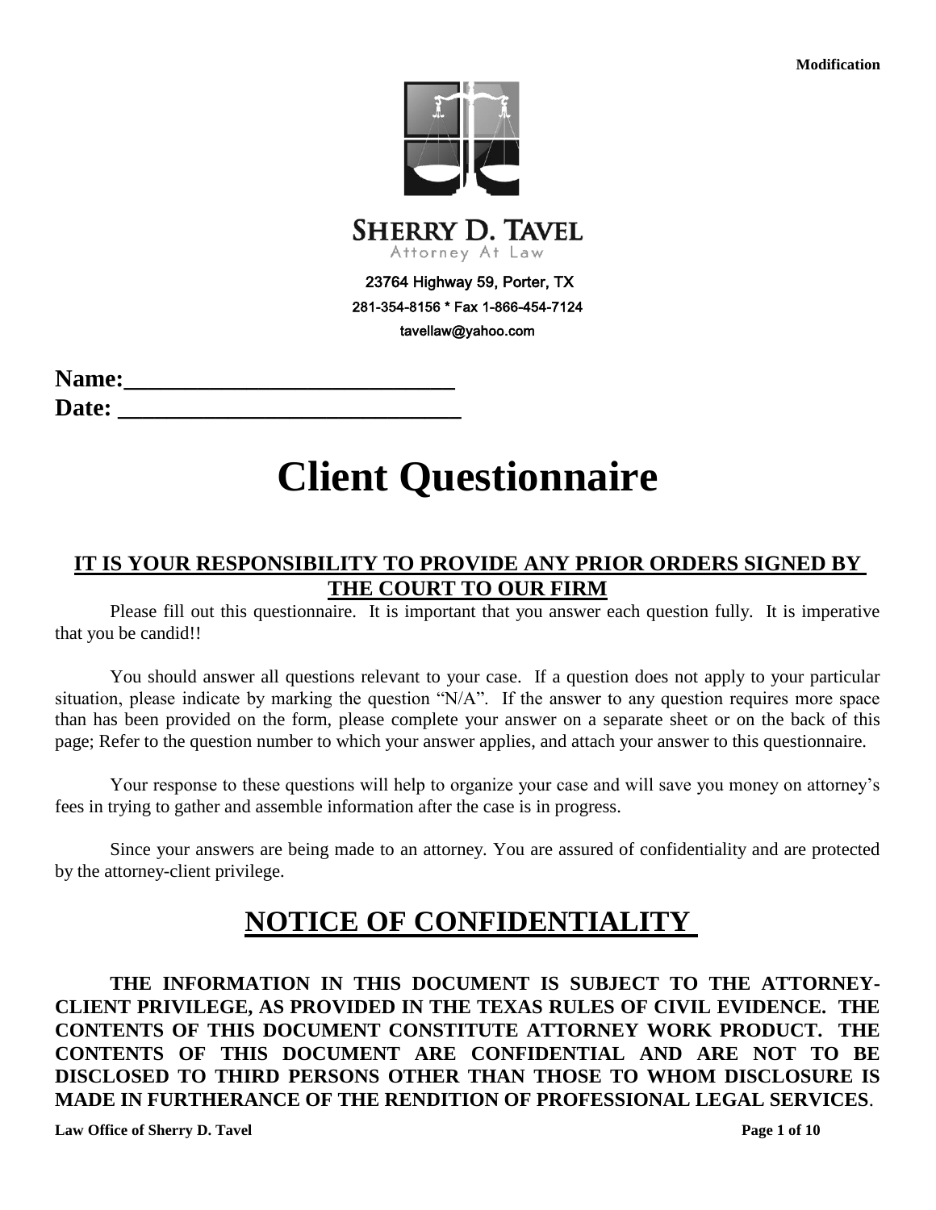Modification

**SHERRY D. TAVEL**
Attorney At Law

23764 Highway 59, Porter, TX
281-354-8156 * Fax 1-866-454-7124
tavellaw@yahoo.com

**Name:**___________________________
**Date:** ___________________________

# Client Questionnaire

## IT IS YOUR RESPONSIBILITY TO PROVIDE ANY PRIOR ORDERS SIGNED BY THE COURT TO OUR FIRM

Please fill out this questionnaire. It is important that you answer each question fully. It is imperative that you be candid!!

You should answer all questions relevant to your case. If a question does not apply to your particular situation, please indicate by marking the question "N/A". If the answer to any question requires more space than has been provided on the form, please complete your answer on a separate sheet or on the back of this page; Refer to the question number to which your answer applies, and attach your answer to this questionnaire.

Your response to these questions will help to organize your case and will save you money on attorney's fees in trying to gather and assemble information after the case is in progress.

Since your answers are being made to an attorney. You are assured of confidentiality and are protected by the attorney-client privilege.

## NOTICE OF CONFIDENTIALITY

**THE INFORMATION IN THIS DOCUMENT IS SUBJECT TO THE ATTORNEY-CLIENT PRIVILEGE, AS PROVIDED IN THE TEXAS RULES OF CIVIL EVIDENCE. THE CONTENTS OF THIS DOCUMENT CONSTITUTE ATTORNEY WORK PRODUCT. THE CONTENTS OF THIS DOCUMENT ARE CONFIDENTIAL AND ARE NOT TO BE DISCLOSED TO THIRD PERSONS OTHER THAN THOSE TO WHOM DISCLOSURE IS MADE IN FURTHERANCE OF THE RENDITION OF PROFESSIONAL LEGAL SERVICES**.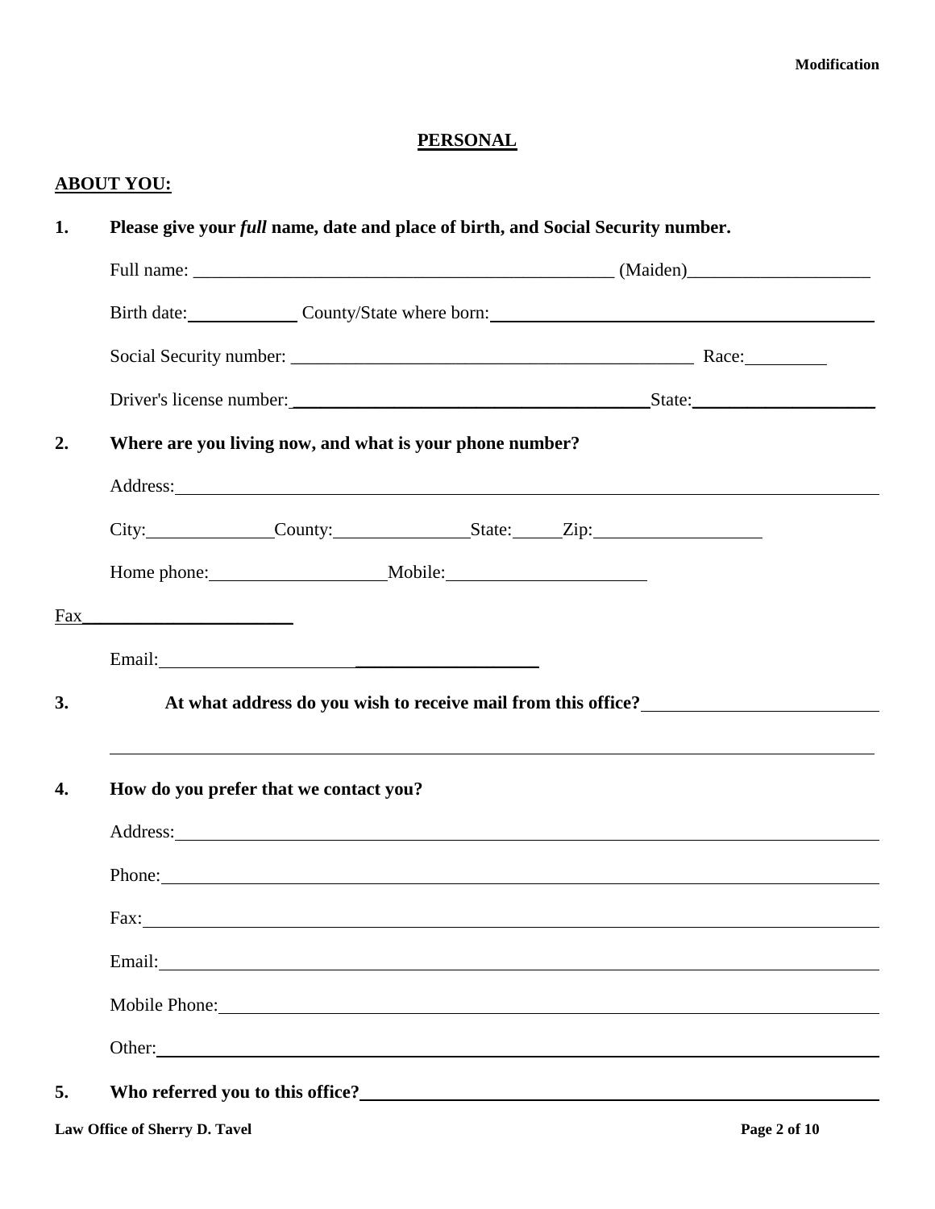Modification

# PERSONAL

## ABOUT YOU:

**1. Please give your *full* name, date and place of birth, and Social Security number.**

Full name: _______________________________________________ (Maiden)____________________

Birth date:____________ County/State where born:____________________________________________

Social Security number: ______________________________________________ Race:_________

Driver's license number:________________________________________State:____________________

**2. Where are you living now, and what is your phone number?**

Address:___________________________________________________________________________

City:______________County:_______________State:_____Zip:__________________

Home phone:___________________Mobile:_____________________

Fax_______________________

Email:_________________________________________

**3. At what address do you wish to receive mail from this office?**_________________________

___________________________________________________________________________________

**4. How do you prefer that we contact you?**

Address:___________________________________________________________________________

Phone:____________________________________________________________________________

Fax:______________________________________________________________________________

Email:_____________________________________________________________________________

Mobile Phone:______________________________________________________________________

Other:_____________________________________________________________________________

**5. Who referred you to this office?**__________________________________________________

Law Office of Sherry D. Tavel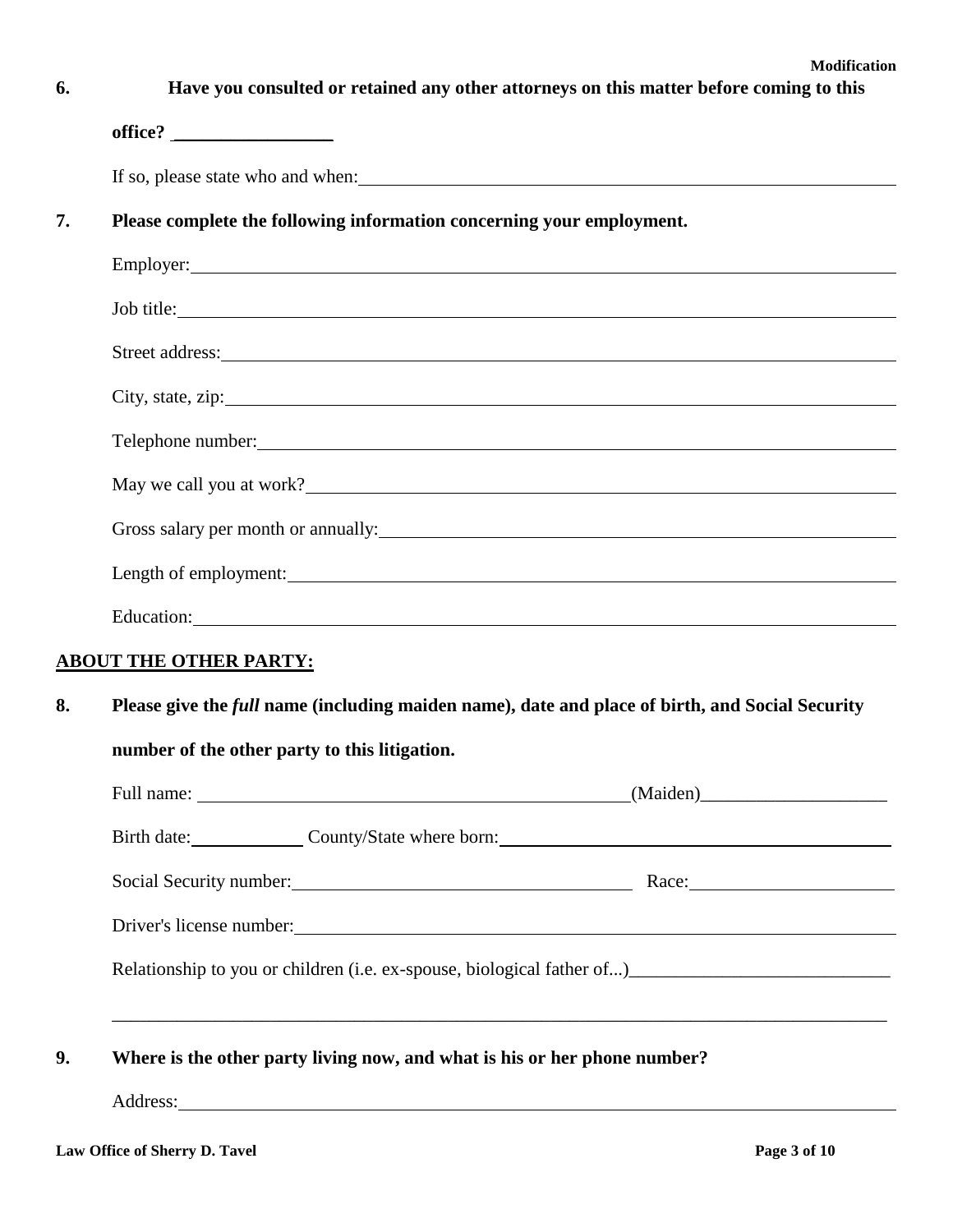**6. Have you consulted or retained any other attorneys on this matter before coming to this office?** _________________

If so, please state who and when: ____________________________________________

**7. Please complete the following information concerning your employment.**

Employer: ____________________________________________

Job title: ____________________________________________

Street address: ____________________________________________

City, state, zip: ____________________________________________

Telephone number: ____________________________________________

May we call you at work? ____________________________________________

Gross salary per month or annually: ____________________________________________

Length of employment: ____________________________________________

Education: ____________________________________________

## ABOUT THE OTHER PARTY:

**8. Please give the *full* name (including maiden name), date and place of birth, and Social Security number of the other party to this litigation.**

Full name: ______________________________ (Maiden) ____________________

Birth date: ____________ County/State where born: ______________________________

Social Security number: ______________________________ Race: ____________________

Driver's license number: ____________________________________________

Relationship to you or children (i.e. ex-spouse, biological father of...) ____________________________

____________________________________________________________________________

**9. Where is the other party living now, and what is his or her phone number?**

Address: ____________________________________________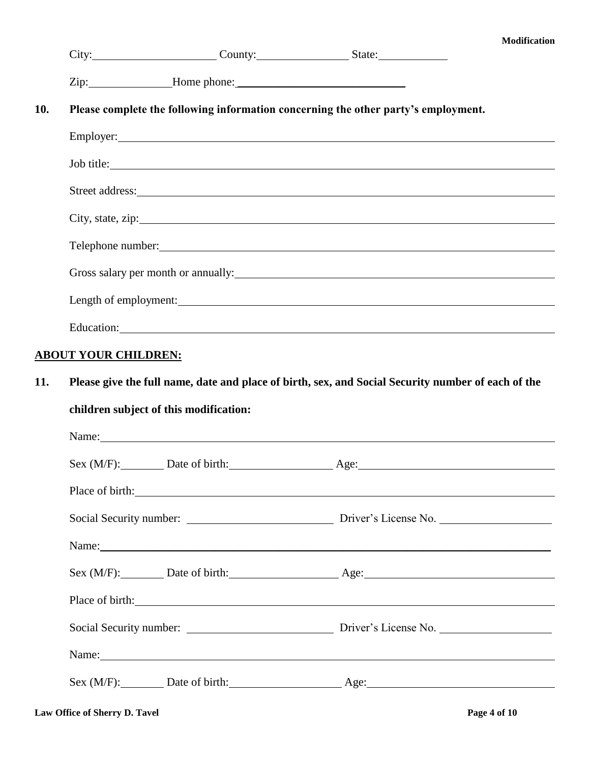City: ____________________ County: ______________ State: ___________

Zip: _____________ Home phone: ____________________________

**10. Please complete the following information concerning the other party's employment.**

Employer: ______________________________________________

Job title: ______________________________________________

Street address: ______________________________________________

City, state, zip: ______________________________________________

Telephone number: ______________________________________________

Gross salary per month or annually: ______________________________________________

Length of employment: ______________________________________________

Education: ______________________________________________

## ABOUT YOUR CHILDREN:

**11. Please give the full name, date and place of birth, sex, and Social Security number of each of the children subject of this modification:**

Name: ______________________________________________

Sex (M/F): _______ Date of birth: ________________ Age: ______________________

Place of birth: ______________________________________________

Social Security number: ______________________ Driver's License No. ________________

Name: ______________________________________________

Sex (M/F): _______ Date of birth: ________________ Age: ______________________

Place of birth: ______________________________________________

Social Security number: ______________________ Driver's License No. ________________

Name: ______________________________________________

Sex (M/F): _______ Date of birth: ________________ Age: ______________________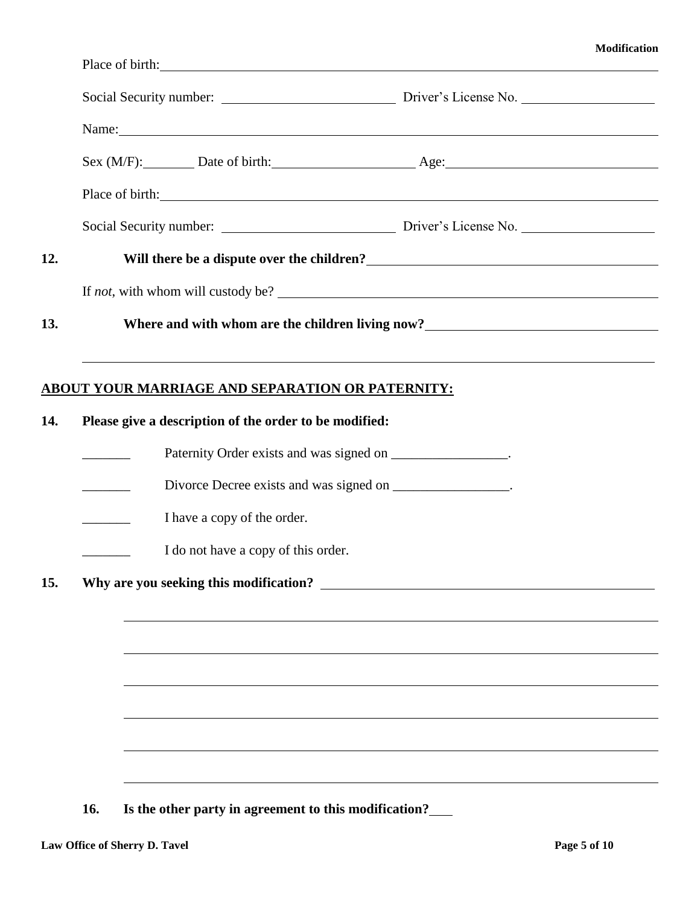Place of birth: ____________________

Social Security number: ____________________ Driver's License No. ____________________

Name: ____________________

Sex (M/F): ________ Date of birth: ____________________ Age: ____________________

Place of birth: ____________________

Social Security number: ____________________ Driver's License No. ____________________

**12. Will there be a dispute over the children?** ____________________

If *not*, with whom will custody be? ____________________

**13. Where and with whom are the children living now?** ____________________

____________________

## ABOUT YOUR MARRIAGE AND SEPARATION OR PATERNITY:

**14. Please give a description of the order to be modified:**

_______ Paternity Order exists and was signed on _________________.

_______ Divorce Decree exists and was signed on _________________.

_______ I have a copy of the order.

_______ I do not have a copy of this order.

**15. Why are you seeking this modification?** ____________________

____________________

____________________

____________________

____________________

____________________

____________________

**16. Is the other party in agreement to this modification?** ___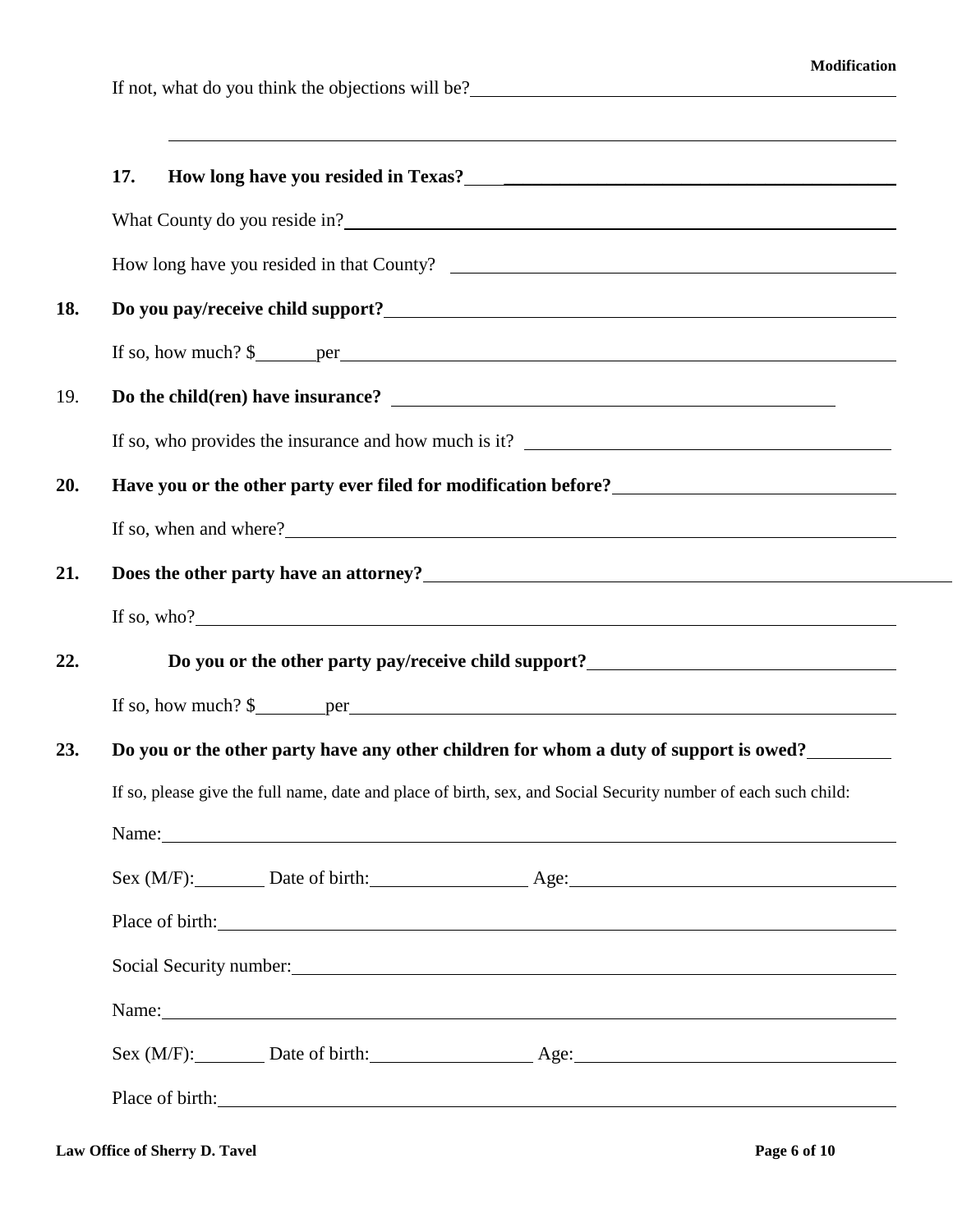If not, what do you think the objections will be?\_\_\_\_\_\_\_\_\_\_\_\_\_\_\_\_\_\_\_\_\_\_\_\_\_\_\_\_\_\_\_\_\_\_\_\_\_\_\_\_

\_\_\_\_\_\_\_\_\_\_\_\_\_\_\_\_\_\_\_\_\_\_\_\_\_\_\_\_\_\_\_\_\_\_\_\_\_\_\_\_\_\_\_\_\_\_\_\_\_\_\_\_\_\_\_\_\_\_\_\_\_\_\_\_

**17. How long have you resided in Texas?**\_\_\_\_\_\_\_\_\_\_\_\_\_\_\_\_\_\_\_\_\_\_\_\_\_\_\_\_\_\_\_\_\_\_\_\_\_\_\_\_\_\_\_\_

What County do you reside in?\_\_\_\_\_\_\_\_\_\_\_\_\_\_\_\_\_\_\_\_\_\_\_\_\_\_\_\_\_\_\_\_\_\_\_\_\_\_\_\_\_\_\_\_\_\_\_\_\_\_\_\_

How long have you resided in that County? \_\_\_\_\_\_\_\_\_\_\_\_\_\_\_\_\_\_\_\_\_\_\_\_\_\_\_\_\_\_\_\_\_\_\_\_\_\_\_\_\_\_

**18. Do you pay/receive child support?**\_\_\_\_\_\_\_\_\_\_\_\_\_\_\_\_\_\_\_\_\_\_\_\_\_\_\_\_\_\_\_\_\_\_\_\_\_\_\_\_\_\_\_\_\_\_\_\_\_\_

If so, how much? $\_\_\_\_\_\_\_per\_\_\_\_\_\_\_\_\_\_\_\_\_\_\_\_\_\_\_\_\_\_\_\_\_\_\_\_\_\_\_\_\_\_\_\_\_\_\_\_\_\_\_\_\_\_\_\_\_\_\_\_\_\_

19. **Do the child(ren) have insurance?** \_\_\_\_\_\_\_\_\_\_\_\_\_\_\_\_\_\_\_\_\_\_\_\_\_\_\_\_\_\_\_\_\_\_\_\_\_\_\_\_\_\_\_\_

If so, who provides the insurance and how much is it? \_\_\_\_\_\_\_\_\_\_\_\_\_\_\_\_\_\_\_\_\_\_\_\_\_\_\_\_\_\_\_\_\_\_\_

**20. Have you or the other party ever filed for modification before?**\_\_\_\_\_\_\_\_\_\_\_\_\_\_\_\_\_\_\_\_\_\_\_\_\_\_\_\_

If so, when and where?\_\_\_\_\_\_\_\_\_\_\_\_\_\_\_\_\_\_\_\_\_\_\_\_\_\_\_\_\_\_\_\_\_\_\_\_\_\_\_\_\_\_\_\_\_\_\_\_\_\_\_\_\_\_\_\_\_\_\_\_\_\_

**21. Does the other party have an attorney?**\_\_\_\_\_\_\_\_\_\_\_\_\_\_\_\_\_\_\_\_\_\_\_\_\_\_\_\_\_\_\_\_\_\_\_\_\_\_\_\_\_\_\_\_\_\_\_\_\_\_

If so, who?\_\_\_\_\_\_\_\_\_\_\_\_\_\_\_\_\_\_\_\_\_\_\_\_\_\_\_\_\_\_\_\_\_\_\_\_\_\_\_\_\_\_\_\_\_\_\_\_\_\_\_\_\_\_\_\_\_\_\_\_\_\_\_\_\_\_\_\_\_\_\_

**22. Do you or the other party pay/receive child support?**\_\_\_\_\_\_\_\_\_\_\_\_\_\_\_\_\_\_\_\_\_\_\_\_\_\_\_\_\_\_\_\_

If so, how much? $\_\_\_\_\_\_\_\_per\_\_\_\_\_\_\_\_\_\_\_\_\_\_\_\_\_\_\_\_\_\_\_\_\_\_\_\_\_\_\_\_\_\_\_\_\_\_\_\_\_\_\_\_\_\_\_\_\_\_\_\_\_\_

**23. Do you or the other party have any other children for whom a duty of support is owed?**\_\_\_\_\_\_\_\_

If so, please give the full name, date and place of birth, sex, and Social Security number of each such child:

Name:\_\_\_\_\_\_\_\_\_\_\_\_\_\_\_\_\_\_\_\_\_\_\_\_\_\_\_\_\_\_\_\_\_\_\_\_\_\_\_\_\_\_\_\_\_\_\_\_\_\_\_\_\_\_\_\_\_\_\_\_\_\_\_\_\_\_\_\_\_\_\_\_\_\_\_

Sex (M/F):\_\_\_\_\_\_\_\_ Date of birth:\_\_\_\_\_\_\_\_\_\_\_\_\_\_\_\_\_ Age:\_\_\_\_\_\_\_\_\_\_\_\_\_\_\_\_\_\_\_\_\_\_\_\_\_\_\_\_\_\_\_\_\_\_

Place of birth:\_\_\_\_\_\_\_\_\_\_\_\_\_\_\_\_\_\_\_\_\_\_\_\_\_\_\_\_\_\_\_\_\_\_\_\_\_\_\_\_\_\_\_\_\_\_\_\_\_\_\_\_\_\_\_\_\_\_\_\_\_\_\_\_\_\_\_\_

Social Security number:\_\_\_\_\_\_\_\_\_\_\_\_\_\_\_\_\_\_\_\_\_\_\_\_\_\_\_\_\_\_\_\_\_\_\_\_\_\_\_\_\_\_\_\_\_\_\_\_\_\_\_\_\_\_\_\_\_\_\_\_\_

Name:\_\_\_\_\_\_\_\_\_\_\_\_\_\_\_\_\_\_\_\_\_\_\_\_\_\_\_\_\_\_\_\_\_\_\_\_\_\_\_\_\_\_\_\_\_\_\_\_\_\_\_\_\_\_\_\_\_\_\_\_\_\_\_\_\_\_\_\_\_\_\_\_\_\_\_

Sex (M/F):\_\_\_\_\_\_\_\_ Date of birth:\_\_\_\_\_\_\_\_\_\_\_\_\_\_\_\_\_\_ Age:\_\_\_\_\_\_\_\_\_\_\_\_\_\_\_\_\_\_\_\_\_\_\_\_\_\_\_\_\_\_\_\_\_

Place of birth:\_\_\_\_\_\_\_\_\_\_\_\_\_\_\_\_\_\_\_\_\_\_\_\_\_\_\_\_\_\_\_\_\_\_\_\_\_\_\_\_\_\_\_\_\_\_\_\_\_\_\_\_\_\_\_\_\_\_\_\_\_\_\_\_\_\_\_\_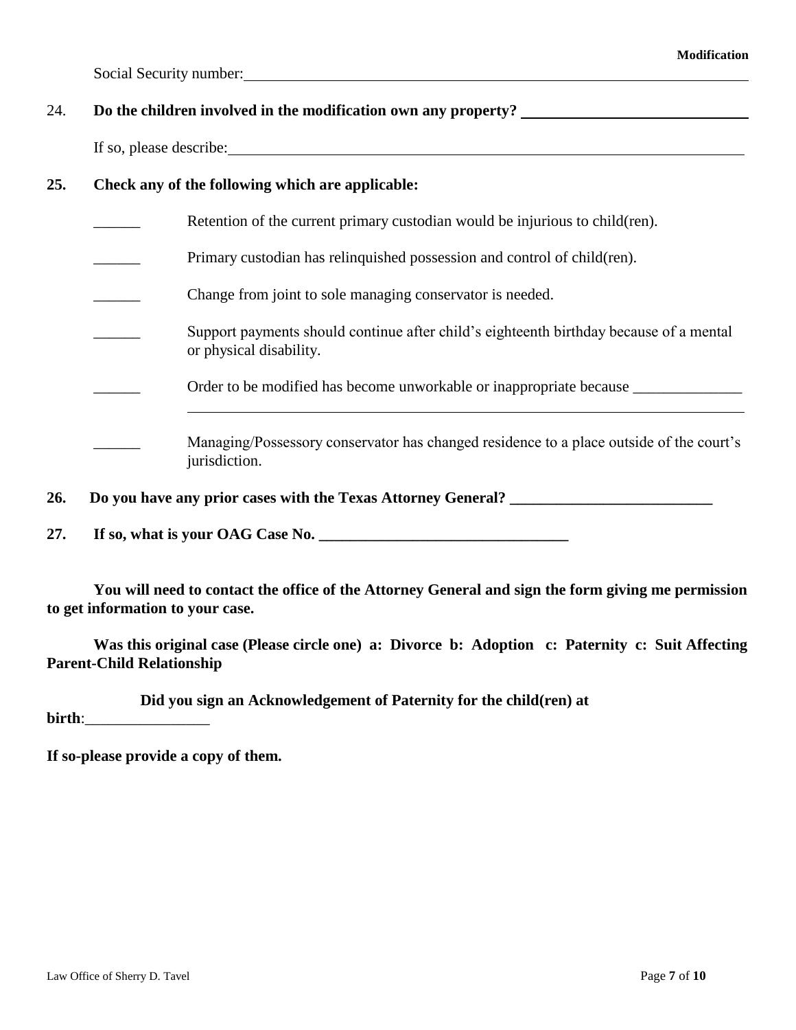Social Security number: ______________________________________________

24. **Do the children involved in the modification own any property?** ______________________

If so, please describe: ______________________________________________

**25. Check any of the following which are applicable:**

______ Retention of the current primary custodian would be injurious to child(ren).

______ Primary custodian has relinquished possession and control of child(ren).

______ Change from joint to sole managing conservator is needed.

______ Support payments should continue after child's eighteenth birthday because of a mental or physical disability.

______ Order to be modified has become unworkable or inappropriate because ______________
______________________________________________

______ Managing/Possessory conservator has changed residence to a place outside of the court's jurisdiction.

**26. Do you have any prior cases with the Texas Attorney General? __________________________**

**27. If so, what is your OAG Case No. ________________________________**

**You will need to contact the office of the Attorney General and sign the form giving me permission to get information to your case.**

**Was this original case (Please circle one) a: Divorce b: Adoption c: Paternity c: Suit Affecting Parent-Child Relationship**

**Did you sign an Acknowledgement of Paternity for the child(ren) at birth**:________________

**If so-please provide a copy of them.**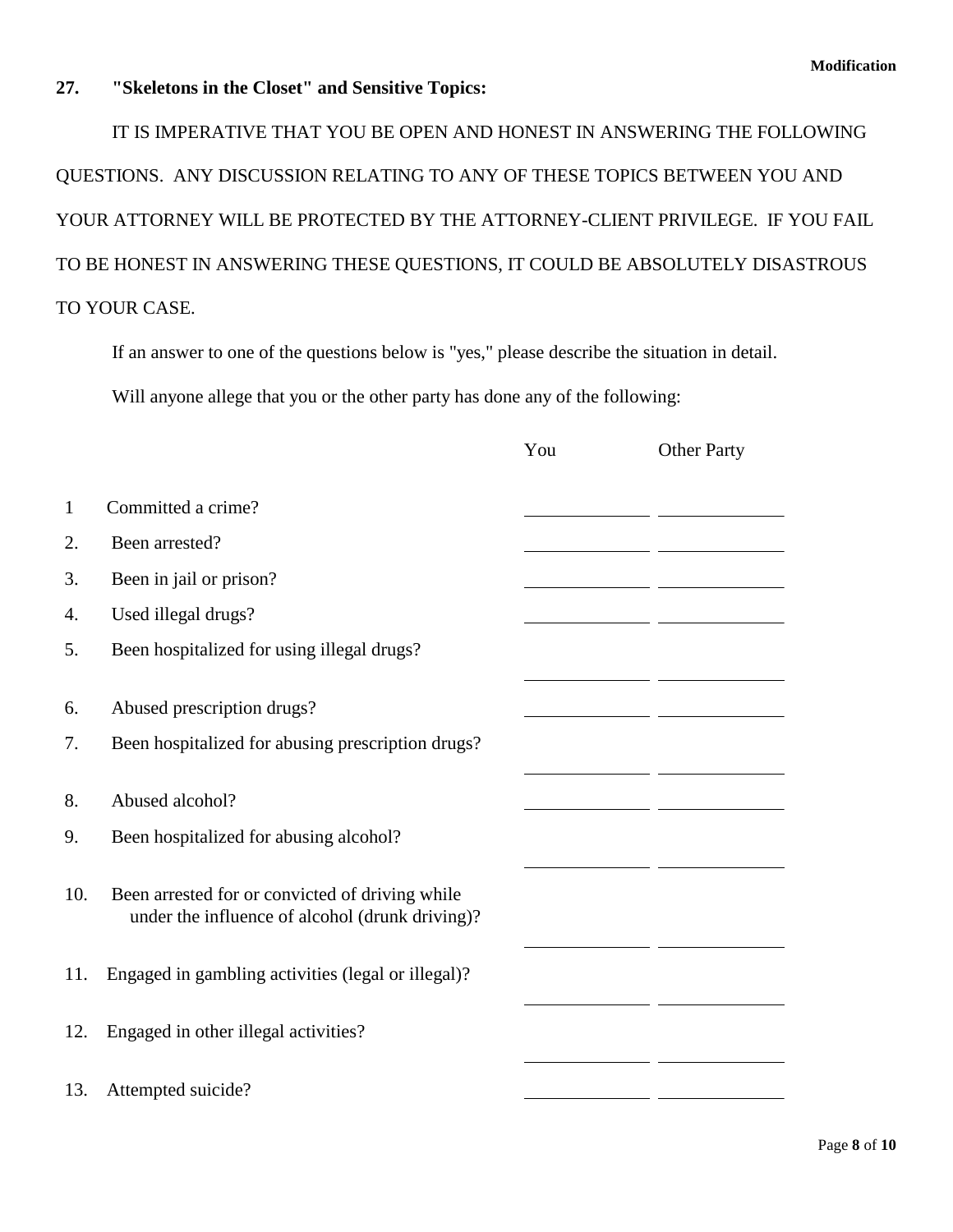## 27. "Skeletons in the Closet" and Sensitive Topics:

IT IS IMPERATIVE THAT YOU BE OPEN AND HONEST IN ANSWERING THE FOLLOWING QUESTIONS. ANY DISCUSSION RELATING TO ANY OF THESE TOPICS BETWEEN YOU AND YOUR ATTORNEY WILL BE PROTECTED BY THE ATTORNEY-CLIENT PRIVILEGE. IF YOU FAIL TO BE HONEST IN ANSWERING THESE QUESTIONS, IT COULD BE ABSOLUTELY DISASTROUS TO YOUR CASE.

If an answer to one of the questions below is "yes," please describe the situation in detail.

Will anyone allege that you or the other party has done any of the following:

| | | You | Other Party |
|---|---|---|---|
| 1 | Committed a crime? | ______ | ______ |
| 2. | Been arrested? | ______ | ______ |
| 3. | Been in jail or prison? | ______ | ______ |
| 4. | Used illegal drugs? | ______ | ______ |
| 5. | Been hospitalized for using illegal drugs? | ______ | ______ |
| 6. | Abused prescription drugs? | ______ | ______ |
| 7. | Been hospitalized for abusing prescription drugs? | ______ | ______ |
| 8. | Abused alcohol? | ______ | ______ |
| 9. | Been hospitalized for abusing alcohol? | ______ | ______ |
| 10. | Been arrested for or convicted of driving while under the influence of alcohol (drunk driving)? | ______ | ______ |
| 11. | Engaged in gambling activities (legal or illegal)? | ______ | ______ |
| 12. | Engaged in other illegal activities? | ______ | ______ |
| 13. | Attempted suicide? | ______ | ______ |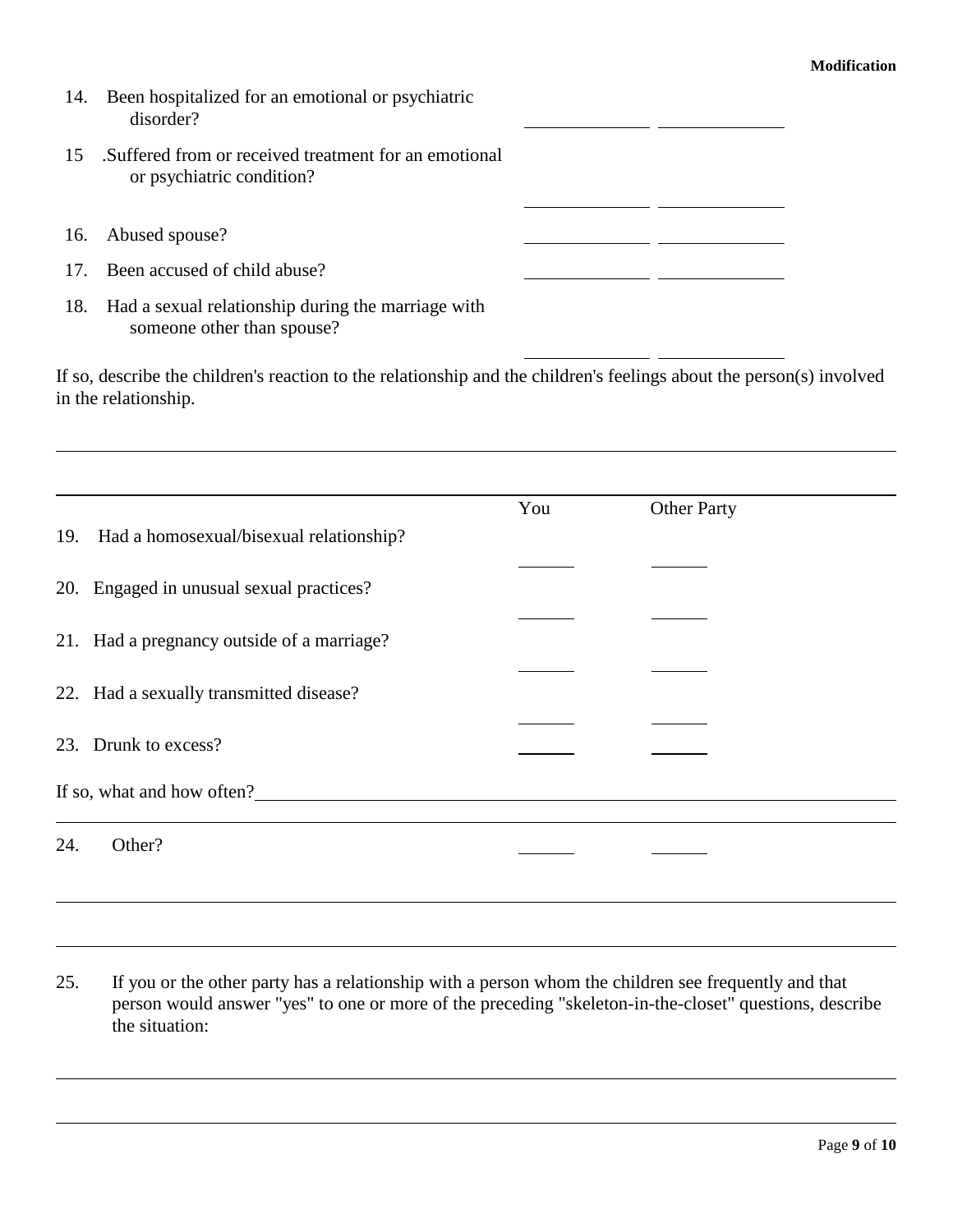14. Been hospitalized for an emotional or psychiatric disorder? \_\_\_\_\_\_\_\_\_\_\_\_ \_\_\_\_\_\_\_\_\_\_\_\_

15 .Suffered from or received treatment for an emotional or psychiatric condition? \_\_\_\_\_\_\_\_\_\_\_\_ \_\_\_\_\_\_\_\_\_\_\_\_

16. Abused spouse? \_\_\_\_\_\_\_\_\_\_\_\_ \_\_\_\_\_\_\_\_\_\_\_\_

17. Been accused of child abuse? \_\_\_\_\_\_\_\_\_\_\_\_ \_\_\_\_\_\_\_\_\_\_\_\_

18. Had a sexual relationship during the marriage with someone other than spouse? \_\_\_\_\_\_\_\_\_\_\_\_ \_\_\_\_\_\_\_\_\_\_\_\_

If so, describe the children's reaction to the relationship and the children's feelings about the person(s) involved in the relationship.

\_\_\_\_\_\_\_\_\_\_\_\_\_\_\_\_\_\_\_\_\_\_\_\_\_\_\_\_\_\_\_\_\_\_\_\_\_\_\_\_\_\_\_\_\_\_\_\_\_\_\_\_\_\_\_\_\_\_\_\_\_\_\_\_\_\_\_\_\_\_\_\_

|  | You | Other Party |
|---|---|---|
| 19. Had a homosexual/bisexual relationship? | \_\_\_\_\_\_ | \_\_\_\_\_\_ |
| 20. Engaged in unusual sexual practices? | \_\_\_\_\_\_ | \_\_\_\_\_\_ |
| 21. Had a pregnancy outside of a marriage? | \_\_\_\_\_\_ | \_\_\_\_\_\_ |
| 22. Had a sexually transmitted disease? | \_\_\_\_\_\_ | \_\_\_\_\_\_ |
| 23. Drunk to excess? | \_\_\_\_\_\_ | \_\_\_\_\_\_ |

If so, what and how often?\_\_\_\_\_\_\_\_\_\_\_\_\_\_\_\_\_\_\_\_\_\_\_\_\_\_\_\_\_\_\_\_\_\_\_\_\_\_\_\_\_\_\_\_\_\_\_\_

24. Other? \_\_\_\_\_\_ \_\_\_\_\_\_

\_\_\_\_\_\_\_\_\_\_\_\_\_\_\_\_\_\_\_\_\_\_\_\_\_\_\_\_\_\_\_\_\_\_\_\_\_\_\_\_\_\_\_\_\_\_\_\_\_\_\_\_\_\_\_\_\_\_\_\_\_\_\_\_\_\_\_\_\_\_\_\_

\_\_\_\_\_\_\_\_\_\_\_\_\_\_\_\_\_\_\_\_\_\_\_\_\_\_\_\_\_\_\_\_\_\_\_\_\_\_\_\_\_\_\_\_\_\_\_\_\_\_\_\_\_\_\_\_\_\_\_\_\_\_\_\_\_\_\_\_\_\_\_\_

25. If you or the other party has a relationship with a person whom the children see frequently and that person would answer "yes" to one or more of the preceding "skeleton-in-the-closet" questions, describe the situation:

\_\_\_\_\_\_\_\_\_\_\_\_\_\_\_\_\_\_\_\_\_\_\_\_\_\_\_\_\_\_\_\_\_\_\_\_\_\_\_\_\_\_\_\_\_\_\_\_\_\_\_\_\_\_\_\_\_\_\_\_\_\_\_\_\_\_\_\_\_\_\_\_

\_\_\_\_\_\_\_\_\_\_\_\_\_\_\_\_\_\_\_\_\_\_\_\_\_\_\_\_\_\_\_\_\_\_\_\_\_\_\_\_\_\_\_\_\_\_\_\_\_\_\_\_\_\_\_\_\_\_\_\_\_\_\_\_\_\_\_\_\_\_\_\_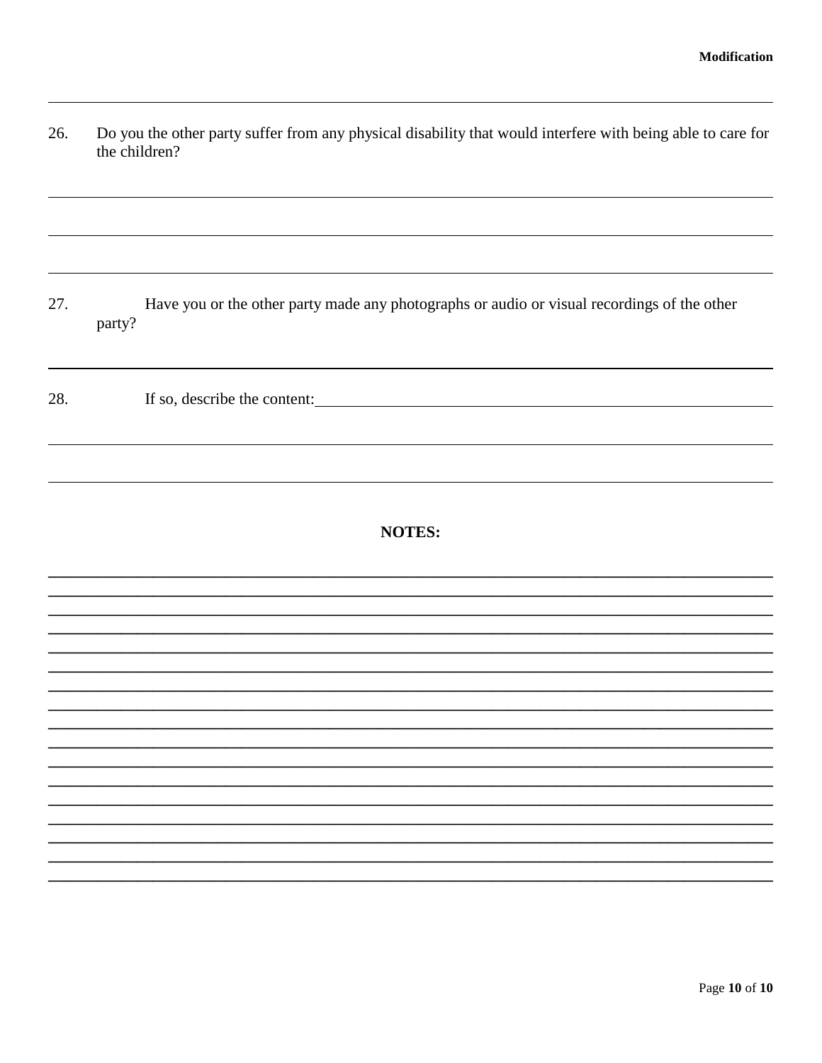26. Do you the other party suffer from any physical disability that would interfere with being able to care for the children?

\_\_\_\_\_\_\_\_\_\_\_\_\_\_\_\_\_\_\_\_\_\_\_\_\_\_\_\_\_\_\_\_\_\_\_\_\_\_\_\_\_\_\_\_\_\_\_\_\_\_\_\_\_\_\_\_\_\_\_\_\_\_\_\_\_\_\_\_\_\_\_\_\_\_

\_\_\_\_\_\_\_\_\_\_\_\_\_\_\_\_\_\_\_\_\_\_\_\_\_\_\_\_\_\_\_\_\_\_\_\_\_\_\_\_\_\_\_\_\_\_\_\_\_\_\_\_\_\_\_\_\_\_\_\_\_\_\_\_\_\_\_\_\_\_\_\_\_\_

\_\_\_\_\_\_\_\_\_\_\_\_\_\_\_\_\_\_\_\_\_\_\_\_\_\_\_\_\_\_\_\_\_\_\_\_\_\_\_\_\_\_\_\_\_\_\_\_\_\_\_\_\_\_\_\_\_\_\_\_\_\_\_\_\_\_\_\_\_\_\_\_\_\_

27. Have you or the other party made any photographs or audio or visual recordings of the other party?

\_\_\_\_\_\_\_\_\_\_\_\_\_\_\_\_\_\_\_\_\_\_\_\_\_\_\_\_\_\_\_\_\_\_\_\_\_\_\_\_\_\_\_\_\_\_\_\_\_\_\_\_\_\_\_\_\_\_\_\_\_\_\_\_\_\_\_\_\_\_\_\_\_\_

28. If so, describe the content:\_\_\_\_\_\_\_\_\_\_\_\_\_\_\_\_\_\_\_\_\_\_\_\_\_\_\_\_\_\_\_\_\_\_\_\_\_\_\_\_\_\_\_\_\_\_\_\_

\_\_\_\_\_\_\_\_\_\_\_\_\_\_\_\_\_\_\_\_\_\_\_\_\_\_\_\_\_\_\_\_\_\_\_\_\_\_\_\_\_\_\_\_\_\_\_\_\_\_\_\_\_\_\_\_\_\_\_\_\_\_\_\_\_\_\_\_\_\_\_\_\_\_

\_\_\_\_\_\_\_\_\_\_\_\_\_\_\_\_\_\_\_\_\_\_\_\_\_\_\_\_\_\_\_\_\_\_\_\_\_\_\_\_\_\_\_\_\_\_\_\_\_\_\_\_\_\_\_\_\_\_\_\_\_\_\_\_\_\_\_\_\_\_\_\_\_\_

**NOTES:**

\_\_\_\_\_\_\_\_\_\_\_\_\_\_\_\_\_\_\_\_\_\_\_\_\_\_\_\_\_\_\_\_\_\_\_\_\_\_\_\_\_\_\_\_\_\_\_\_\_\_\_\_\_\_\_\_\_\_\_\_\_\_\_\_\_\_\_\_\_\_\_\_\_\_

\_\_\_\_\_\_\_\_\_\_\_\_\_\_\_\_\_\_\_\_\_\_\_\_\_\_\_\_\_\_\_\_\_\_\_\_\_\_\_\_\_\_\_\_\_\_\_\_\_\_\_\_\_\_\_\_\_\_\_\_\_\_\_\_\_\_\_\_\_\_\_\_\_\_

\_\_\_\_\_\_\_\_\_\_\_\_\_\_\_\_\_\_\_\_\_\_\_\_\_\_\_\_\_\_\_\_\_\_\_\_\_\_\_\_\_\_\_\_\_\_\_\_\_\_\_\_\_\_\_\_\_\_\_\_\_\_\_\_\_\_\_\_\_\_\_\_\_\_

\_\_\_\_\_\_\_\_\_\_\_\_\_\_\_\_\_\_\_\_\_\_\_\_\_\_\_\_\_\_\_\_\_\_\_\_\_\_\_\_\_\_\_\_\_\_\_\_\_\_\_\_\_\_\_\_\_\_\_\_\_\_\_\_\_\_\_\_\_\_\_\_\_\_

\_\_\_\_\_\_\_\_\_\_\_\_\_\_\_\_\_\_\_\_\_\_\_\_\_\_\_\_\_\_\_\_\_\_\_\_\_\_\_\_\_\_\_\_\_\_\_\_\_\_\_\_\_\_\_\_\_\_\_\_\_\_\_\_\_\_\_\_\_\_\_\_\_\_

\_\_\_\_\_\_\_\_\_\_\_\_\_\_\_\_\_\_\_\_\_\_\_\_\_\_\_\_\_\_\_\_\_\_\_\_\_\_\_\_\_\_\_\_\_\_\_\_\_\_\_\_\_\_\_\_\_\_\_\_\_\_\_\_\_\_\_\_\_\_\_\_\_\_

\_\_\_\_\_\_\_\_\_\_\_\_\_\_\_\_\_\_\_\_\_\_\_\_\_\_\_\_\_\_\_\_\_\_\_\_\_\_\_\_\_\_\_\_\_\_\_\_\_\_\_\_\_\_\_\_\_\_\_\_\_\_\_\_\_\_\_\_\_\_\_\_\_\_

\_\_\_\_\_\_\_\_\_\_\_\_\_\_\_\_\_\_\_\_\_\_\_\_\_\_\_\_\_\_\_\_\_\_\_\_\_\_\_\_\_\_\_\_\_\_\_\_\_\_\_\_\_\_\_\_\_\_\_\_\_\_\_\_\_\_\_\_\_\_\_\_\_\_

\_\_\_\_\_\_\_\_\_\_\_\_\_\_\_\_\_\_\_\_\_\_\_\_\_\_\_\_\_\_\_\_\_\_\_\_\_\_\_\_\_\_\_\_\_\_\_\_\_\_\_\_\_\_\_\_\_\_\_\_\_\_\_\_\_\_\_\_\_\_\_\_\_\_

\_\_\_\_\_\_\_\_\_\_\_\_\_\_\_\_\_\_\_\_\_\_\_\_\_\_\_\_\_\_\_\_\_\_\_\_\_\_\_\_\_\_\_\_\_\_\_\_\_\_\_\_\_\_\_\_\_\_\_\_\_\_\_\_\_\_\_\_\_\_\_\_\_\_

\_\_\_\_\_\_\_\_\_\_\_\_\_\_\_\_\_\_\_\_\_\_\_\_\_\_\_\_\_\_\_\_\_\_\_\_\_\_\_\_\_\_\_\_\_\_\_\_\_\_\_\_\_\_\_\_\_\_\_\_\_\_\_\_\_\_\_\_\_\_\_\_\_\_

\_\_\_\_\_\_\_\_\_\_\_\_\_\_\_\_\_\_\_\_\_\_\_\_\_\_\_\_\_\_\_\_\_\_\_\_\_\_\_\_\_\_\_\_\_\_\_\_\_\_\_\_\_\_\_\_\_\_\_\_\_\_\_\_\_\_\_\_\_\_\_\_\_\_

\_\_\_\_\_\_\_\_\_\_\_\_\_\_\_\_\_\_\_\_\_\_\_\_\_\_\_\_\_\_\_\_\_\_\_\_\_\_\_\_\_\_\_\_\_\_\_\_\_\_\_\_\_\_\_\_\_\_\_\_\_\_\_\_\_\_\_\_\_\_\_\_\_\_

\_\_\_\_\_\_\_\_\_\_\_\_\_\_\_\_\_\_\_\_\_\_\_\_\_\_\_\_\_\_\_\_\_\_\_\_\_\_\_\_\_\_\_\_\_\_\_\_\_\_\_\_\_\_\_\_\_\_\_\_\_\_\_\_\_\_\_\_\_\_\_\_\_\_

\_\_\_\_\_\_\_\_\_\_\_\_\_\_\_\_\_\_\_\_\_\_\_\_\_\_\_\_\_\_\_\_\_\_\_\_\_\_\_\_\_\_\_\_\_\_\_\_\_\_\_\_\_\_\_\_\_\_\_\_\_\_\_\_\_\_\_\_\_\_\_\_\_\_

\_\_\_\_\_\_\_\_\_\_\_\_\_\_\_\_\_\_\_\_\_\_\_\_\_\_\_\_\_\_\_\_\_\_\_\_\_\_\_\_\_\_\_\_\_\_\_\_\_\_\_\_\_\_\_\_\_\_\_\_\_\_\_\_\_\_\_\_\_\_\_\_\_\_

\_\_\_\_\_\_\_\_\_\_\_\_\_\_\_\_\_\_\_\_\_\_\_\_\_\_\_\_\_\_\_\_\_\_\_\_\_\_\_\_\_\_\_\_\_\_\_\_\_\_\_\_\_\_\_\_\_\_\_\_\_\_\_\_\_\_\_\_\_\_\_\_\_\_

\_\_\_\_\_\_\_\_\_\_\_\_\_\_\_\_\_\_\_\_\_\_\_\_\_\_\_\_\_\_\_\_\_\_\_\_\_\_\_\_\_\_\_\_\_\_\_\_\_\_\_\_\_\_\_\_\_\_\_\_\_\_\_\_\_\_\_\_\_\_\_\_\_\_